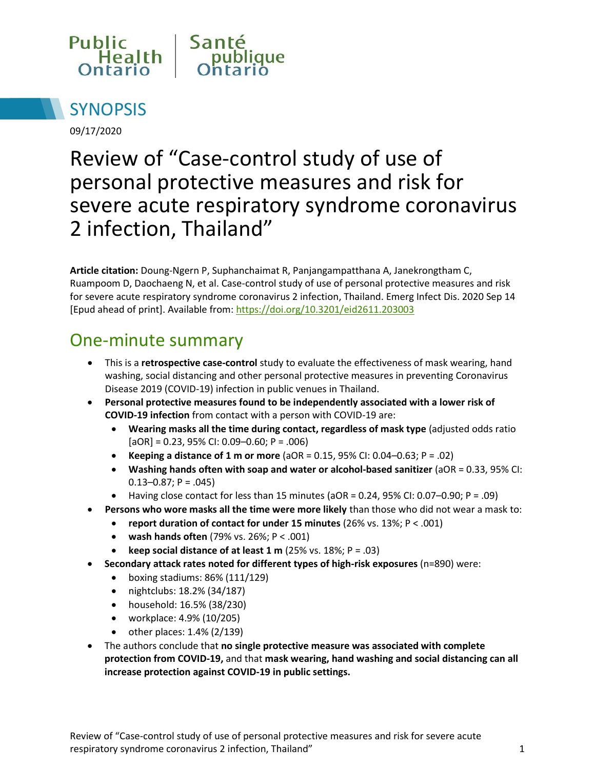Public Health Ontario | Santé publique Ontario

## SYNOPSIS

09/17/2020

# Review of “Case-control study of use of personal protective measures and risk for severe acute respiratory syndrome coronavirus 2 infection, Thailand”

**Article citation:** Doung-Ngern P, Suphanchaimat R, Panjangampatthana A, Janekrongtham C, Ruampoom D, Daochaeng N, et al. Case-control study of use of personal protective measures and risk for severe acute respiratory syndrome coronavirus 2 infection, Thailand. Emerg Infect Dis. 2020 Sep 14 [Epud ahead of print]. Available from: https://doi.org/10.3201/eid2611.203003

## One-minute summary

- This is a **retrospective case-control** study to evaluate the effectiveness of mask wearing, hand washing, social distancing and other personal protective measures in preventing Coronavirus Disease 2019 (COVID-19) infection in public venues in Thailand.
- **Personal protective measures found to be independently associated with a lower risk of COVID-19 infection** from contact with a person with COVID-19 are:
  - **Wearing masks all the time during contact, regardless of mask type** (adjusted odds ratio [aOR] = 0.23, 95% CI: 0.09–0.60; P = .006)
  - **Keeping a distance of 1 m or more** (aOR = 0.15, 95% CI: 0.04–0.63; P = .02)
  - **Washing hands often with soap and water or alcohol-based sanitizer** (aOR = 0.33, 95% CI: 0.13–0.87; P = .045)
  - Having close contact for less than 15 minutes (aOR = 0.24, 95% CI: 0.07–0.90; P = .09)
- **Persons who wore masks all the time were more likely** than those who did not wear a mask to:
  - **report duration of contact for under 15 minutes** (26% vs. 13%; P < .001)
  - **wash hands often** (79% vs. 26%; P < .001)
  - **keep social distance of at least 1 m** (25% vs. 18%; P = .03)
- **Secondary attack rates noted for different types of high-risk exposures** (n=890) were:
  - boxing stadiums: 86% (111/129)
  - nightclubs: 18.2% (34/187)
  - household: 16.5% (38/230)
  - workplace: 4.9% (10/205)
  - other places: 1.4% (2/139)
- The authors conclude that **no single protective measure was associated with complete protection from COVID-19,** and that **mask wearing, hand washing and social distancing can all increase protection against COVID-19 in public settings.**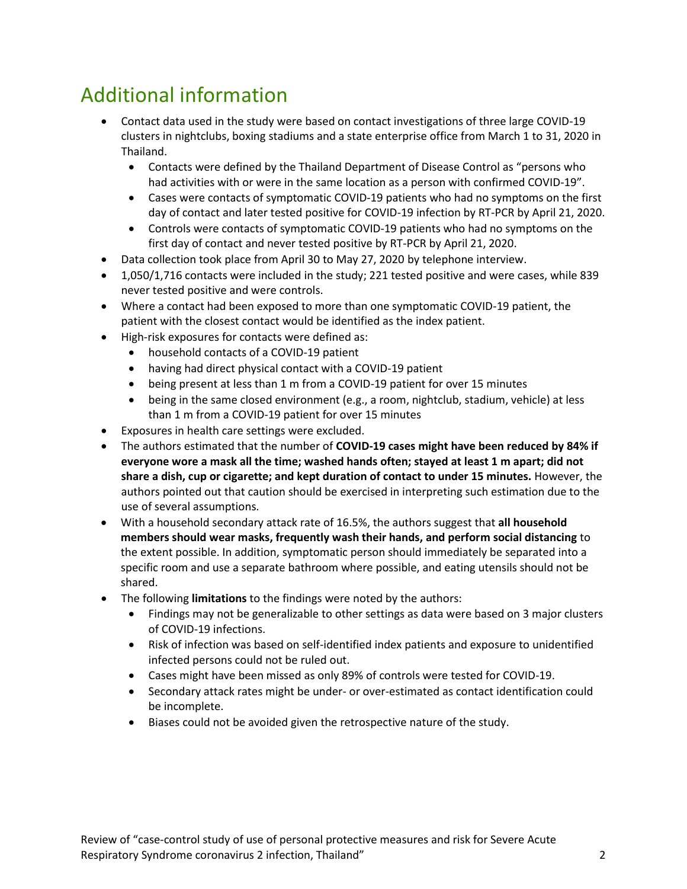# Additional information

- Contact data used in the study were based on contact investigations of three large COVID-19 clusters in nightclubs, boxing stadiums and a state enterprise office from March 1 to 31, 2020 in Thailand.
  - Contacts were defined by the Thailand Department of Disease Control as "persons who had activities with or were in the same location as a person with confirmed COVID-19".
  - Cases were contacts of symptomatic COVID-19 patients who had no symptoms on the first day of contact and later tested positive for COVID-19 infection by RT-PCR by April 21, 2020.
  - Controls were contacts of symptomatic COVID-19 patients who had no symptoms on the first day of contact and never tested positive by RT-PCR by April 21, 2020.
- Data collection took place from April 30 to May 27, 2020 by telephone interview.
- 1,050/1,716 contacts were included in the study; 221 tested positive and were cases, while 839 never tested positive and were controls.
- Where a contact had been exposed to more than one symptomatic COVID-19 patient, the patient with the closest contact would be identified as the index patient.
- High-risk exposures for contacts were defined as:
  - household contacts of a COVID-19 patient
  - having had direct physical contact with a COVID-19 patient
  - being present at less than 1 m from a COVID-19 patient for over 15 minutes
  - being in the same closed environment (e.g., a room, nightclub, stadium, vehicle) at less than 1 m from a COVID-19 patient for over 15 minutes
- Exposures in health care settings were excluded.
- The authors estimated that the number of **COVID-19 cases might have been reduced by 84% if everyone wore a mask all the time; washed hands often; stayed at least 1 m apart; did not share a dish, cup or cigarette; and kept duration of contact to under 15 minutes.** However, the authors pointed out that caution should be exercised in interpreting such estimation due to the use of several assumptions.
- With a household secondary attack rate of 16.5%, the authors suggest that **all household members should wear masks, frequently wash their hands, and perform social distancing** to the extent possible. In addition, symptomatic person should immediately be separated into a specific room and use a separate bathroom where possible, and eating utensils should not be shared.
- The following **limitations** to the findings were noted by the authors:
  - Findings may not be generalizable to other settings as data were based on 3 major clusters of COVID-19 infections.
  - Risk of infection was based on self-identified index patients and exposure to unidentified infected persons could not be ruled out.
  - Cases might have been missed as only 89% of controls were tested for COVID-19.
  - Secondary attack rates might be under- or over-estimated as contact identification could be incomplete.
  - Biases could not be avoided given the retrospective nature of the study.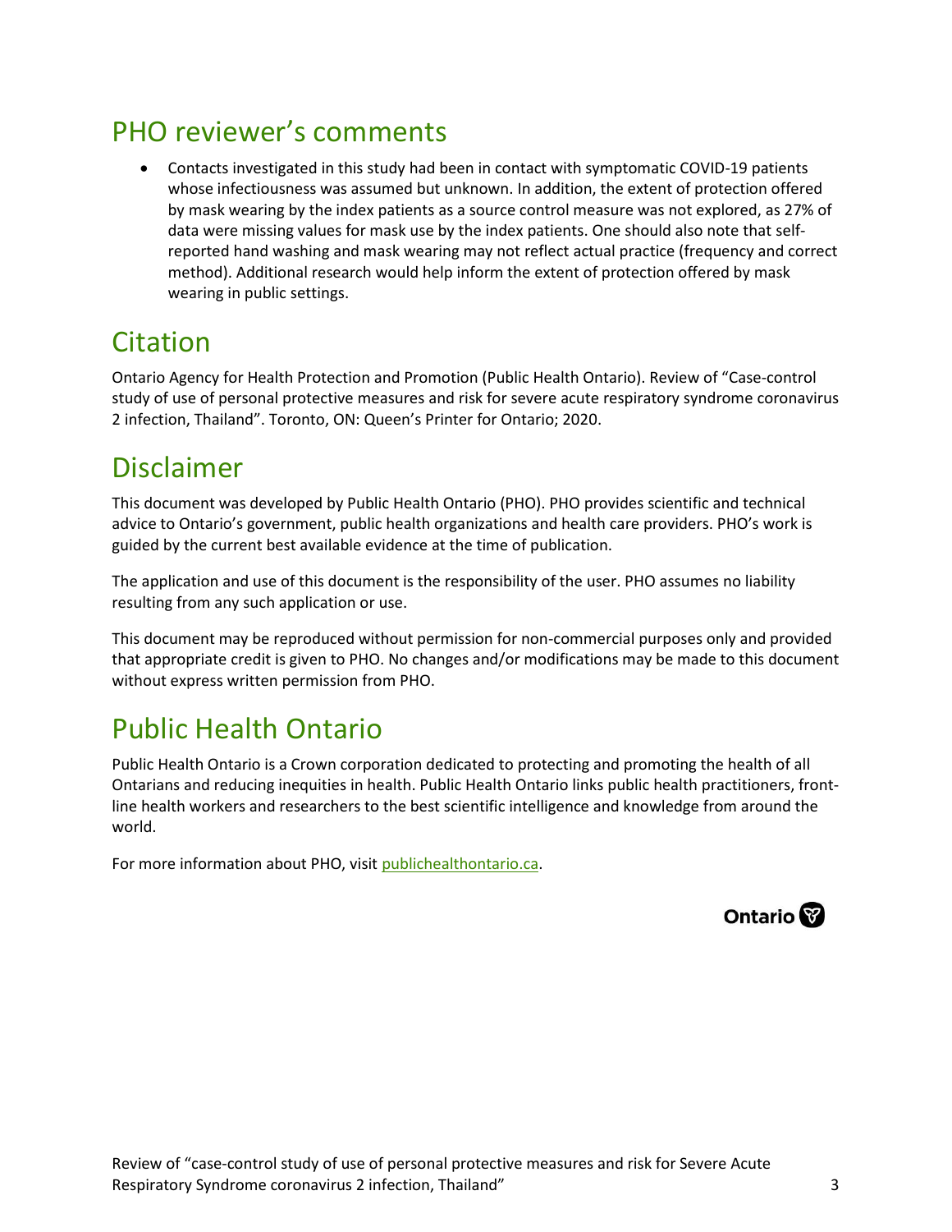## PHO reviewer's comments

- Contacts investigated in this study had been in contact with symptomatic COVID-19 patients whose infectiousness was assumed but unknown. In addition, the extent of protection offered by mask wearing by the index patients as a source control measure was not explored, as 27% of data were missing values for mask use by the index patients. One should also note that self-reported hand washing and mask wearing may not reflect actual practice (frequency and correct method). Additional research would help inform the extent of protection offered by mask wearing in public settings.

## Citation

Ontario Agency for Health Protection and Promotion (Public Health Ontario). Review of "Case-control study of use of personal protective measures and risk for severe acute respiratory syndrome coronavirus 2 infection, Thailand". Toronto, ON: Queen's Printer for Ontario; 2020.

## Disclaimer

This document was developed by Public Health Ontario (PHO). PHO provides scientific and technical advice to Ontario's government, public health organizations and health care providers. PHO's work is guided by the current best available evidence at the time of publication.

The application and use of this document is the responsibility of the user. PHO assumes no liability resulting from any such application or use.

This document may be reproduced without permission for non-commercial purposes only and provided that appropriate credit is given to PHO. No changes and/or modifications may be made to this document without express written permission from PHO.

## Public Health Ontario

Public Health Ontario is a Crown corporation dedicated to protecting and promoting the health of all Ontarians and reducing inequities in health. Public Health Ontario links public health practitioners, front-line health workers and researchers to the best scientific intelligence and knowledge from around the world.

For more information about PHO, visit [publichealthontario.ca](publichealthontario.ca).

Ontario